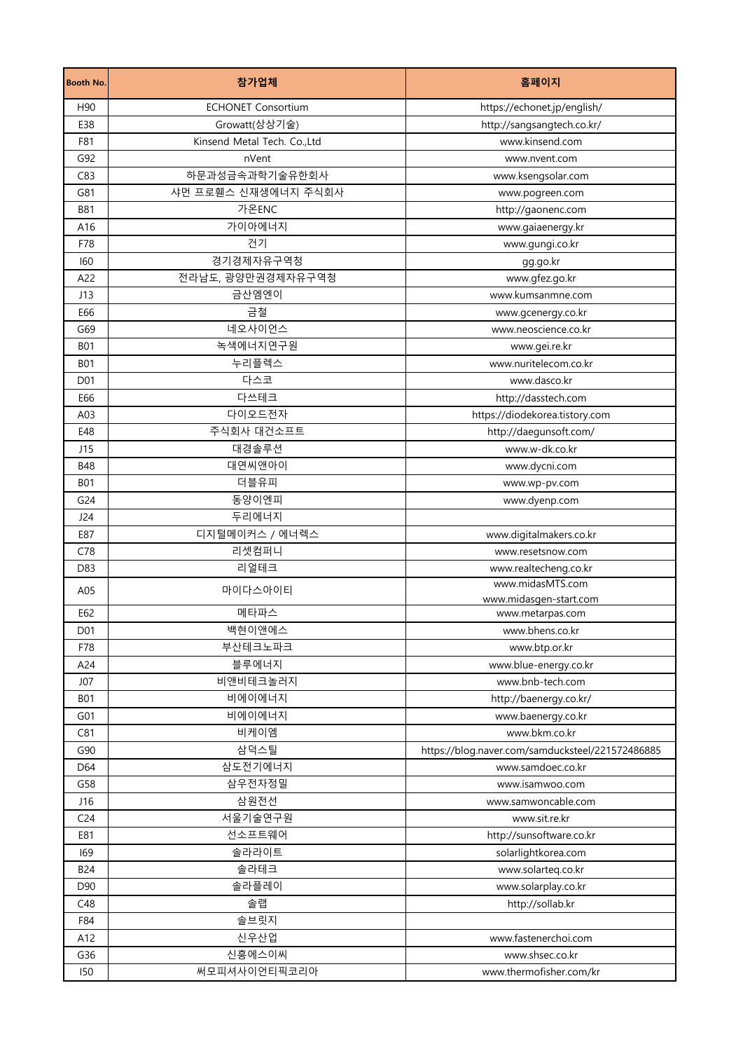| Booth No. | 참가업체 | 홈페이지 |
| --- | --- | --- |
| H90 | ECHONET Consortium | https://echonet.jp/english/ |
| E38 | Growatt(상상기술) | http://sangsangtech.co.kr/ |
| F81 | Kinsend Metal Tech. Co.,Ltd | www.kinsend.com |
| G92 | nVent | www.nvent.com |
| C83 | 하문과성금속과학기술유한회사 | www.ksengsolar.com |
| G81 | 샤먼 프로휀스 신재생에너지 주식회사 | www.pogreen.com |
| B81 | 가온ENC | http://gaonenc.com |
| A16 | 가이아에너지 | www.gaiaenergy.kr |
| F78 | 건기 | www.gungi.co.kr |
| I60 | 경기경제자유구역청 | gg.go.kr |
| A22 | 전라남도, 광양만권경제자유구역청 | www.gfez.go.kr |
| J13 | 금산엠엔이 | www.kumsanmne.com |
| E66 | 금철 | www.gcenergy.co.kr |
| G69 | 네오사이언스 | www.neoscience.co.kr |
| B01 | 녹색에너지연구원 | www.gei.re.kr |
| B01 | 누리플렉스 | www.nuritelecom.co.kr |
| D01 | 다스코 | www.dasco.kr |
| E66 | 다쓰테크 | http://dasstech.com |
| A03 | 다이오드전자 | https://diodekorea.tistory.com |
| E48 | 주식회사 대건소프트 | http://daegunsoft.com/ |
| J15 | 대경솔루션 | www.w-dk.co.kr |
| B48 | 대연씨앤아이 | www.dycni.com |
| B01 | 더블유피 | www.wp-pv.com |
| G24 | 동양이엔피 | www.dyenp.com |
| J24 | 두리에너지 | |
| E87 | 디지털메이커스 / 에너렉스 | www.digitalmakers.co.kr |
| C78 | 리셋컴퍼니 | www.resetsnow.com |
| D83 | 리얼테크 | www.realtecheng.co.kr |
| A05 | 마이다스아이티 | www.midasMTS.com<br>www.midasgen-start.com |
| E62 | 메타파스 | www.metarpas.com |
| D01 | 백현이앤에스 | www.bhens.co.kr |
| F78 | 부산테크노파크 | www.btp.or.kr |
| A24 | 블루에너지 | www.blue-energy.co.kr |
| J07 | 비앤비테크놀러지 | www.bnb-tech.com |
| B01 | 비에이에너지 | http://baenergy.co.kr/ |
| G01 | 비에이에너지 | www.baenergy.co.kr |
| C81 | 비케이엠 | www.bkm.co.kr |
| G90 | 삼덕스틸 | https://blog.naver.com/samducksteel/221572486885 |
| D64 | 삼도전기에너지 | www.samdoec.co.kr |
| G58 | 삼우전자정밀 | www.isamwoo.com |
| J16 | 삼원전선 | www.samwoncable.com |
| C24 | 서울기술연구원 | www.sit.re.kr |
| E81 | 선소프트웨어 | http://sunsoftware.co.kr |
| I69 | 솔라라이트 | solarlightkorea.com |
| B24 | 솔라테크 | www.solarteq.co.kr |
| D90 | 솔라플레이 | www.solarplay.co.kr |
| C48 | 솔랩 | http://sollab.kr |
| F84 | 솔브릿지 | |
| A12 | 신우산업 | www.fastenerchoi.com |
| G36 | 신흥에스이씨 | www.shsec.co.kr |
| I50 | 써모피셔사이언티픽코리아 | www.thermofisher.com/kr |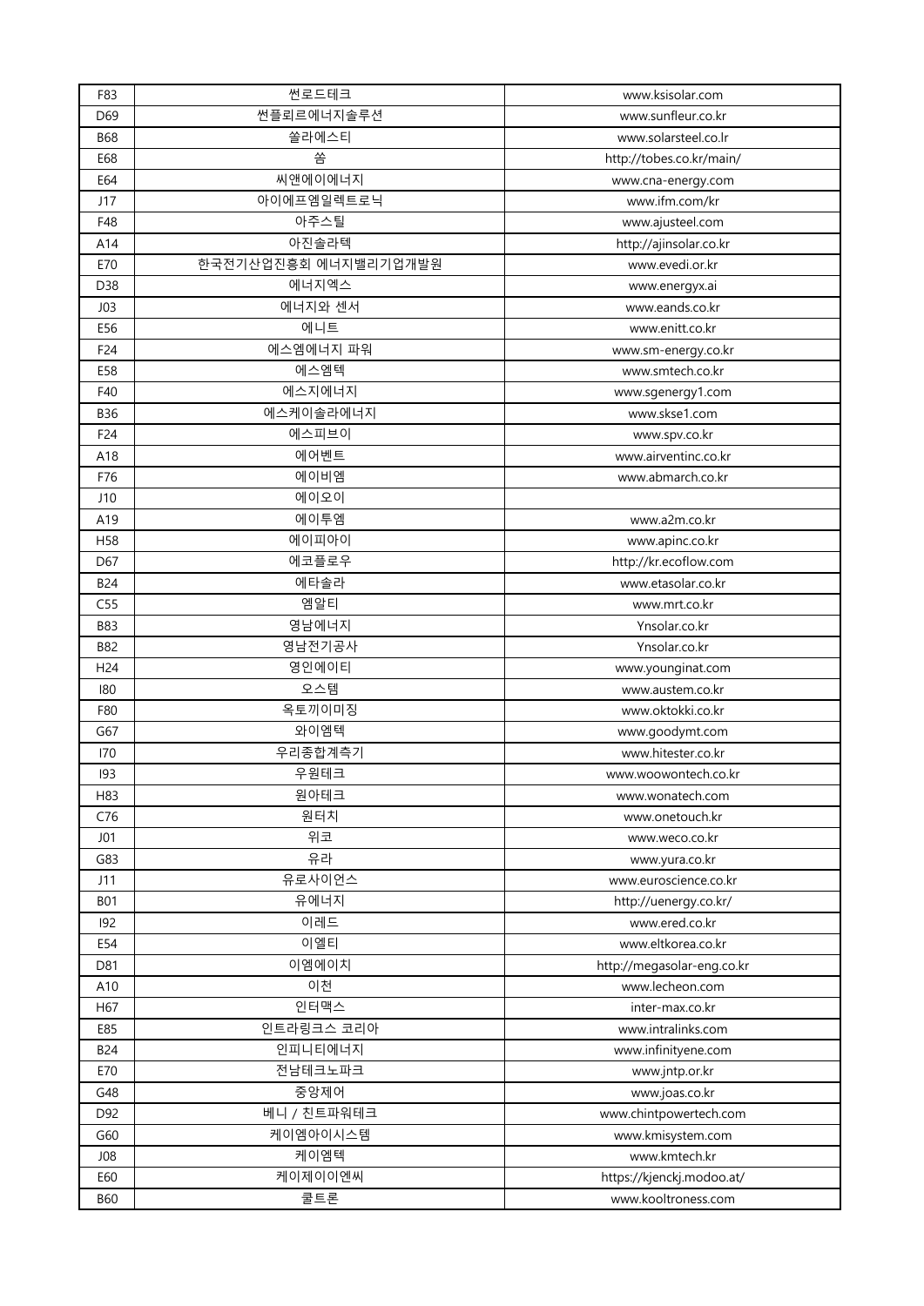| | | |
|---|---|---|
| F83 | 썬로드테크 | www.ksisolar.com |
| D69 | 썬플뢰르에너지솔루션 | www.sunfleur.co.kr |
| B68 | 쏠라에스티 | www.solarsteel.co.lr |
| E68 | 쏨 | http://tobes.co.kr/main/ |
| E64 | 씨앤에이에너지 | www.cna-energy.com |
| J17 | 아이에프엠일렉트로닉 | www.ifm.com/kr |
| F48 | 아주스틸 | www.ajusteel.com |
| A14 | 아진솔라텍 | http://ajinsolar.co.kr |
| E70 | 한국전기산업진흥회 에너지밸리기업개발원 | www.evedi.or.kr |
| D38 | 에너지엑스 | www.energyx.ai |
| J03 | 에너지와 센서 | www.eands.co.kr |
| E56 | 에니트 | www.enitt.co.kr |
| F24 | 에스엠에너지 파워 | www.sm-energy.co.kr |
| E58 | 에스엠텍 | www.smtech.co.kr |
| F40 | 에스지에너지 | www.sgenergy1.com |
| B36 | 에스케이솔라에너지 | www.skse1.com |
| F24 | 에스피브이 | www.spv.co.kr |
| A18 | 에어벤트 | www.airventinc.co.kr |
| F76 | 에이비엠 | www.abmarch.co.kr |
| J10 | 에이오이 | |
| A19 | 에이투엠 | www.a2m.co.kr |
| H58 | 에이피아이 | www.apinc.co.kr |
| D67 | 에코플로우 | http://kr.ecoflow.com |
| B24 | 에타솔라 | www.etasolar.co.kr |
| C55 | 엠알티 | www.mrt.co.kr |
| B83 | 영남에너지 | Ynsolar.co.kr |
| B82 | 영남전기공사 | Ynsolar.co.kr |
| H24 | 영인에이티 | www.younginat.com |
| I80 | 오스템 | www.austem.co.kr |
| F80 | 옥토끼이미징 | www.oktokki.co.kr |
| G67 | 와이엠텍 | www.goodymt.com |
| I70 | 우리종합계측기 | www.hitester.co.kr |
| I93 | 우원테크 | www.woowontech.co.kr |
| H83 | 원아테크 | www.wonatech.com |
| C76 | 원터치 | www.onetouch.kr |
| J01 | 위코 | www.weco.co.kr |
| G83 | 유라 | www.yura.co.kr |
| J11 | 유로사이언스 | www.euroscience.co.kr |
| B01 | 유에너지 | http://uenergy.co.kr/ |
| I92 | 이레드 | www.ered.co.kr |
| E54 | 이엘티 | www.eltkorea.co.kr |
| D81 | 이엠에이치 | http://megasolar-eng.co.kr |
| A10 | 이천 | www.lecheon.com |
| H67 | 인터맥스 | inter-max.co.kr |
| E85 | 인트라링크스 코리아 | www.intralinks.com |
| B24 | 인피니티에너지 | www.infinityene.com |
| E70 | 전남테크노파크 | www.jntp.or.kr |
| G48 | 중앙제어 | www.joas.co.kr |
| D92 | 베니 / 친트파워테크 | www.chintpowertech.com |
| G60 | 케이엠아이시스템 | www.kmisystem.com |
| J08 | 케이엠텍 | www.kmtech.kr |
| E60 | 케이제이이엔씨 | https://kjenckj.modoo.at/ |
| B60 | 쿨트론 | www.kooltroness.com |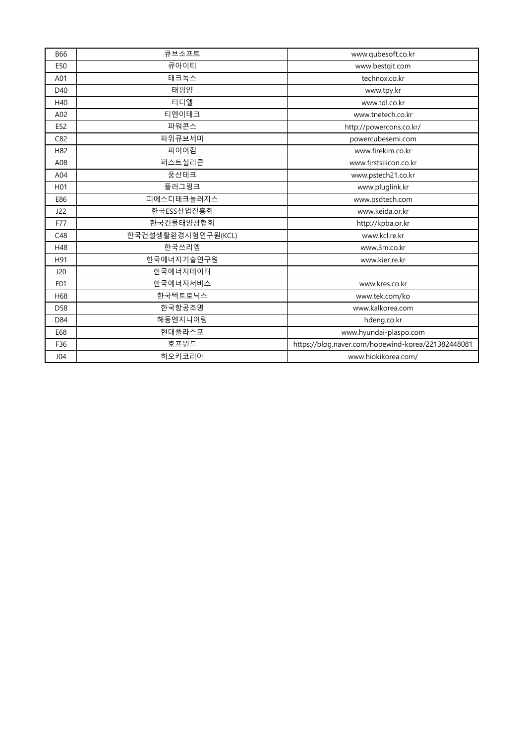| | | |
|---|---|---|
| B66 | 큐브소프트 | www.qubesoft.co.kr |
| E50 | 큐아이티 | www.bestqit.com |
| A01 | 태크녹스 | technox.co.kr |
| D40 | 태평양 | www.tpy.kr |
| H40 | 티디엘 | www.tdl.co.kr |
| A02 | 티엔이테크 | www.tnetech.co.kr |
| E52 | 파워콘스 | http://powercons.co.kr/ |
| C82 | 파워큐브세미 | powercubesemi.com |
| H82 | 파이어킴 | www.firekim.co.kr |
| A08 | 퍼스트실리콘 | www.firstsilicon.co.kr |
| A04 | 풍산테크 | www.pstech21.co.kr |
| H01 | 플러그링크 | www.pluglink.kr |
| E86 | 피에스디테크놀러지스 | www.psdtech.com |
| J22 | 한국ESS산업진흥회 | www.keida.or.kr |
| F77 | 한국건물태양광협회 | http://kpba.or.kr |
| C48 | 한국건설생활환경시험연구원(KCL) | www.kcl.re.kr |
| H48 | 한국쓰리엠 | www.3m.co.kr |
| H91 | 한국에너지기술연구원 | www.kier.re.kr |
| J20 | 한국에너지데이터 | |
| F01 | 한국에너지서비스 | www.kres.co.kr |
| H68 | 한국텍트로닉스 | www.tek.com/ko |
| D58 | 한국항공조명 | www.kalkorea.com |
| D84 | 해동엔지니어링 | hdeng.co.kr |
| E68 | 현대플라스포 | www.hyundai-plaspo.com |
| F36 | 호프윈드 | https://blog.naver.com/hopewind-korea/221382448081 |
| J04 | 히오키코리아 | www.hiokikorea.com/ |